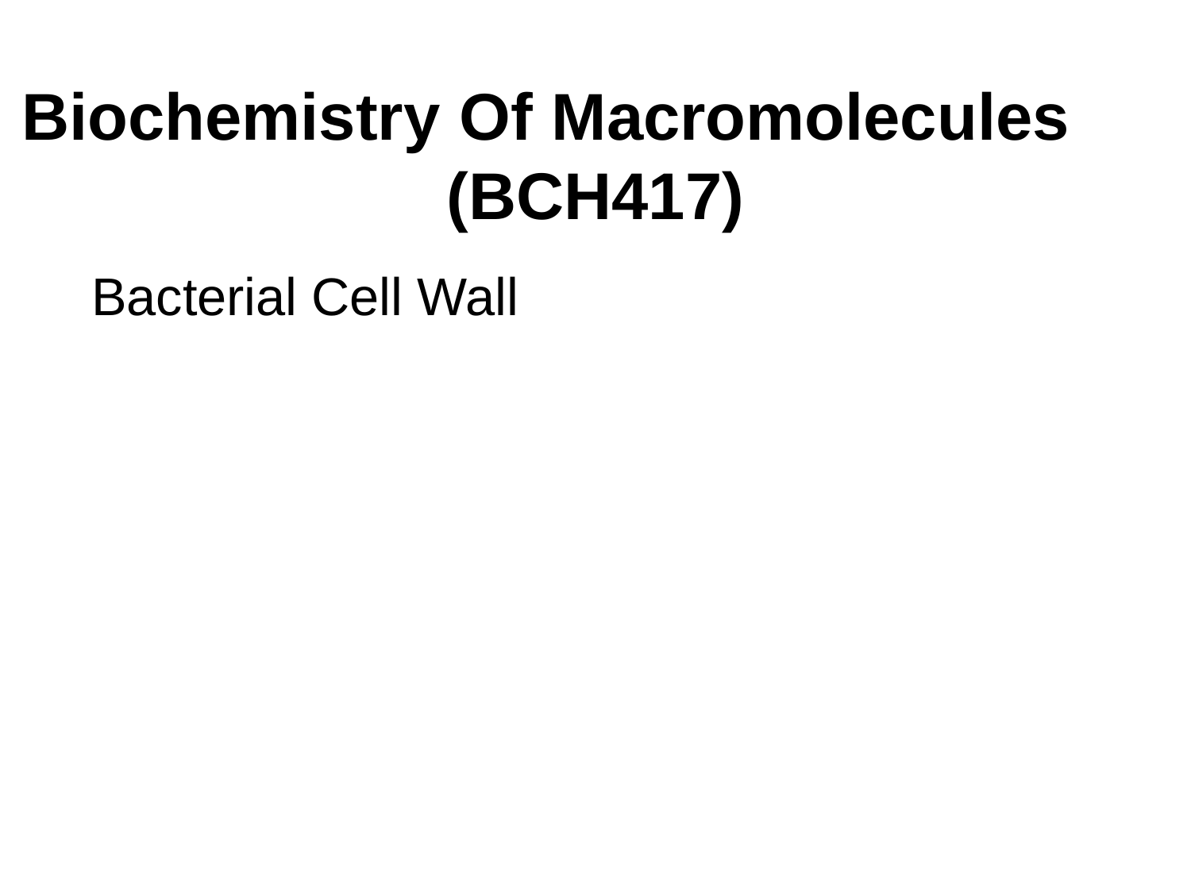# Biochemistry Of Macromolecules (BCH417)

Bacterial Cell Wall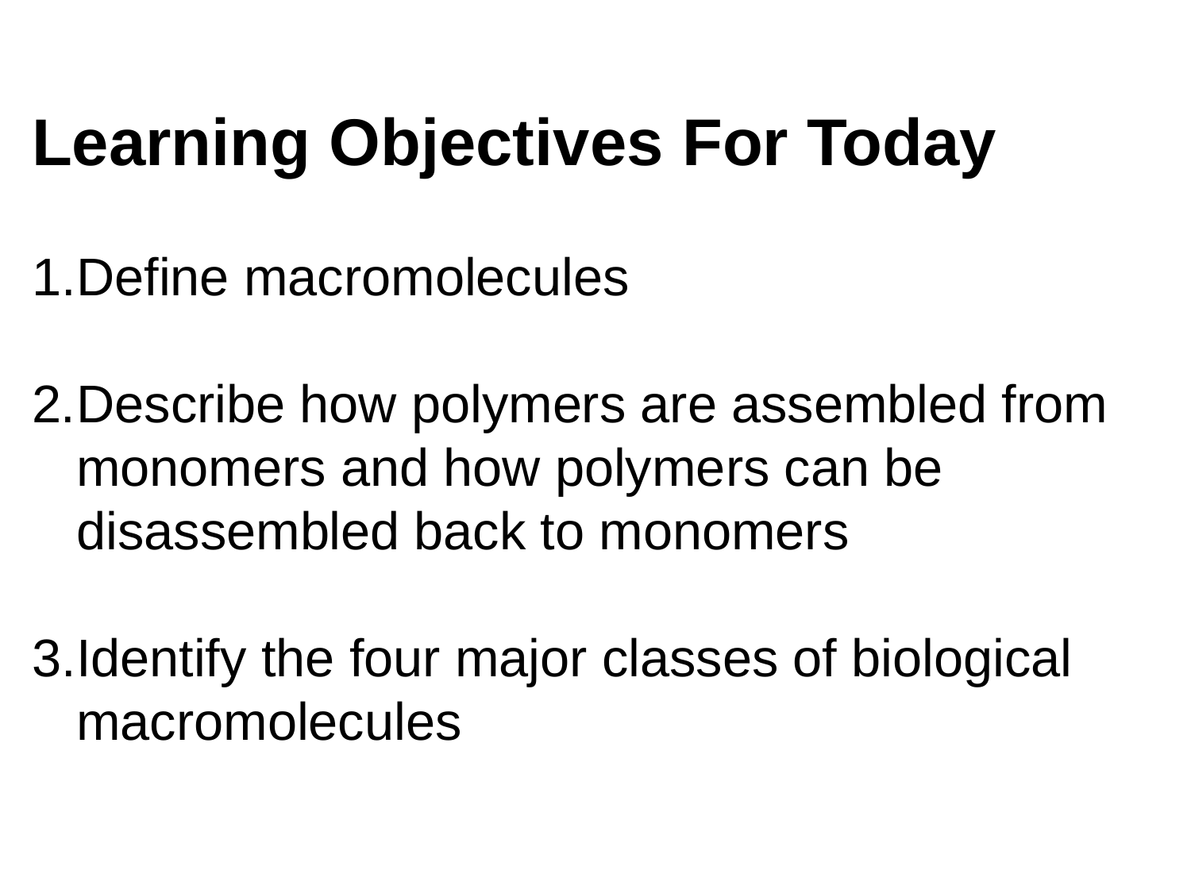# Learning Objectives For Today

1. Define macromolecules

2. Describe how polymers are assembled from monomers and how polymers can be disassembled back to monomers

3. Identify the four major classes of biological macromolecules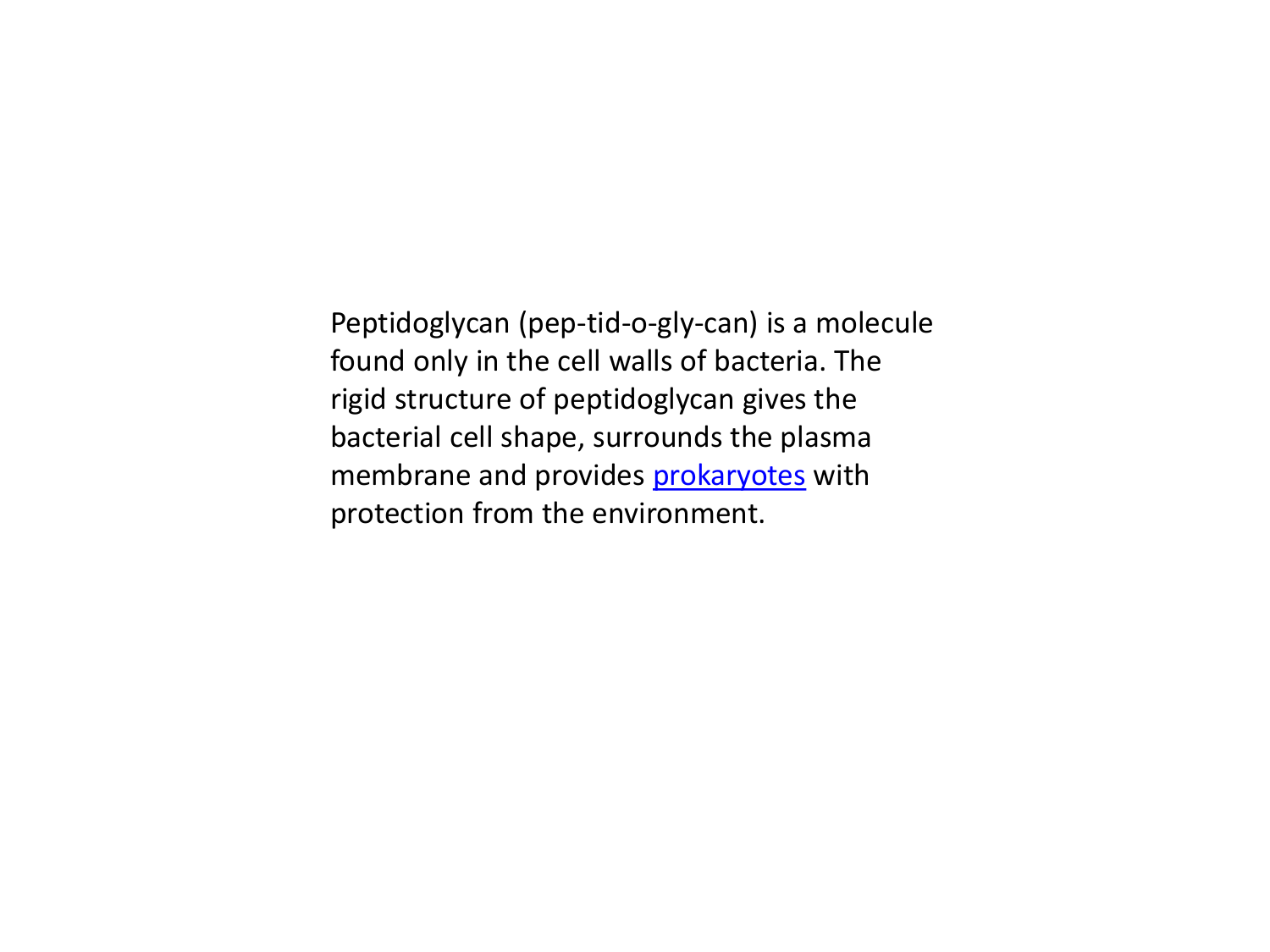Peptidoglycan (pep-tid-o-gly-can) is a molecule found only in the cell walls of bacteria. The rigid structure of peptidoglycan gives the bacterial cell shape, surrounds the plasma membrane and provides prokaryotes with protection from the environment.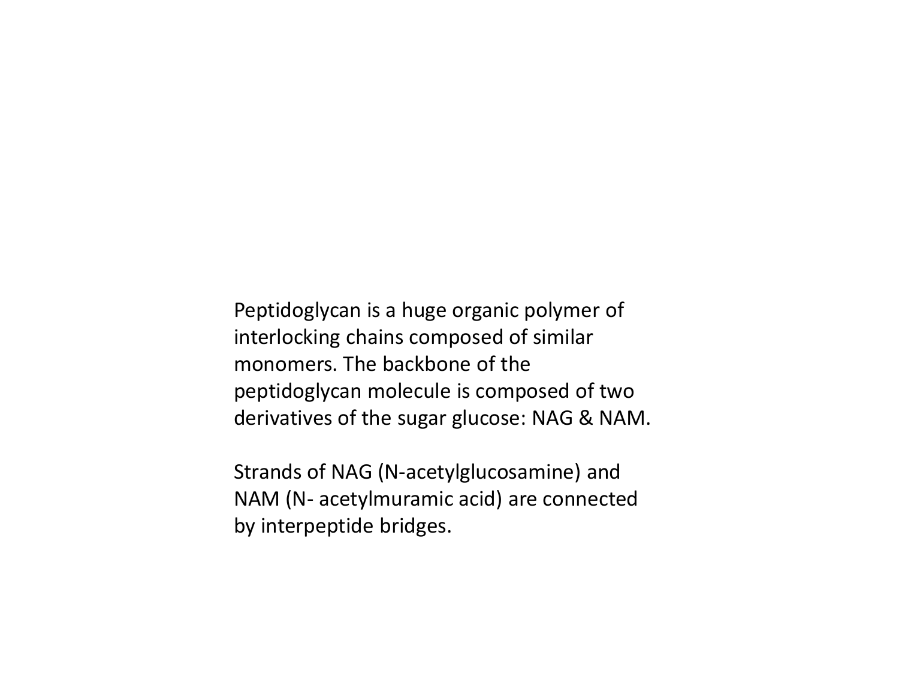Peptidoglycan is a huge organic polymer of interlocking chains composed of similar monomers. The backbone of the peptidoglycan molecule is composed of two derivatives of the sugar glucose: NAG & NAM.

Strands of NAG (N-acetylglucosamine) and NAM (N- acetylmuramic acid) are connected by interpeptide bridges.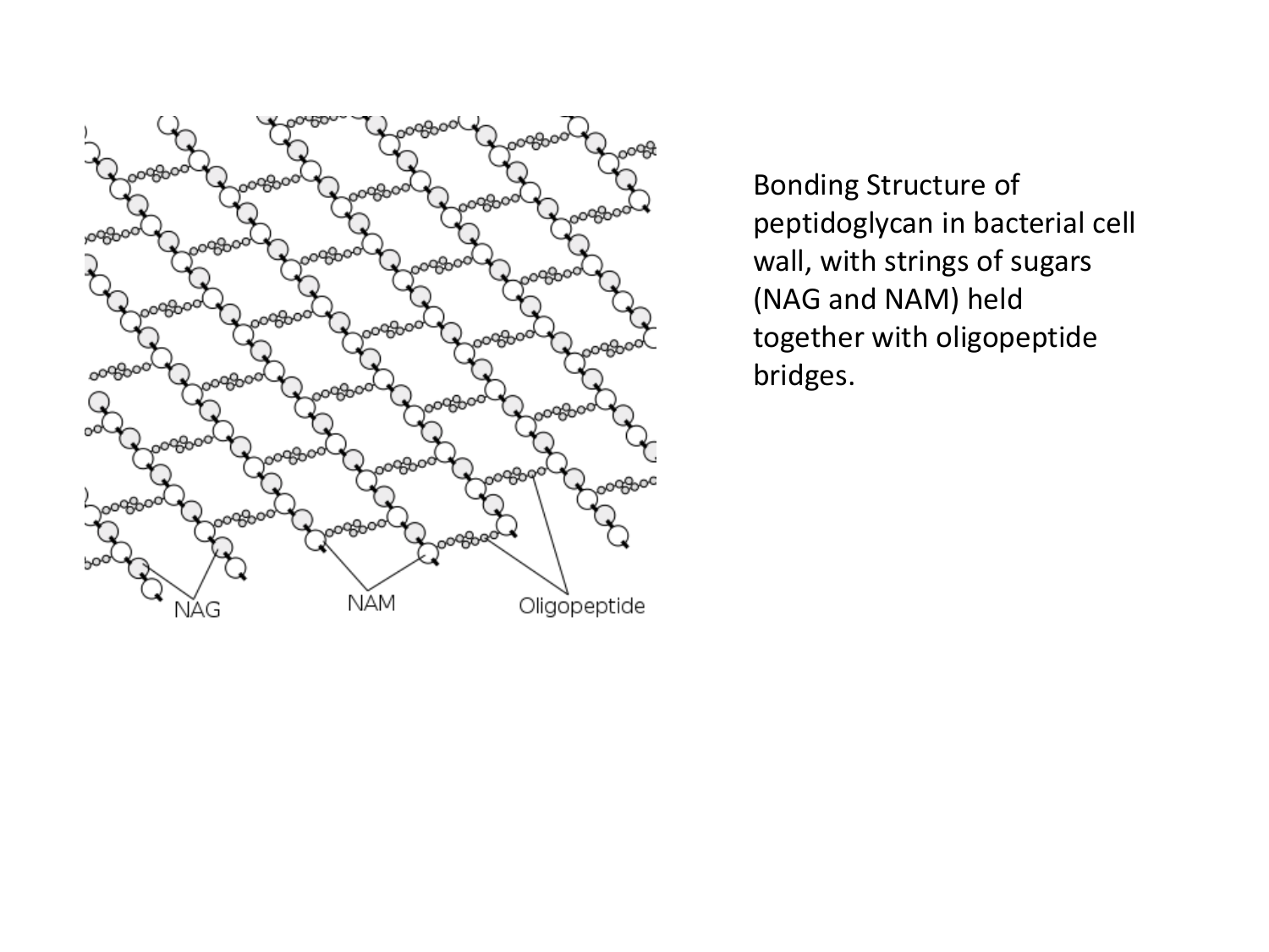Bonding Structure of peptidoglycan in bacterial cell wall, with strings of sugars (NAG and NAM) held together with oligopeptide bridges.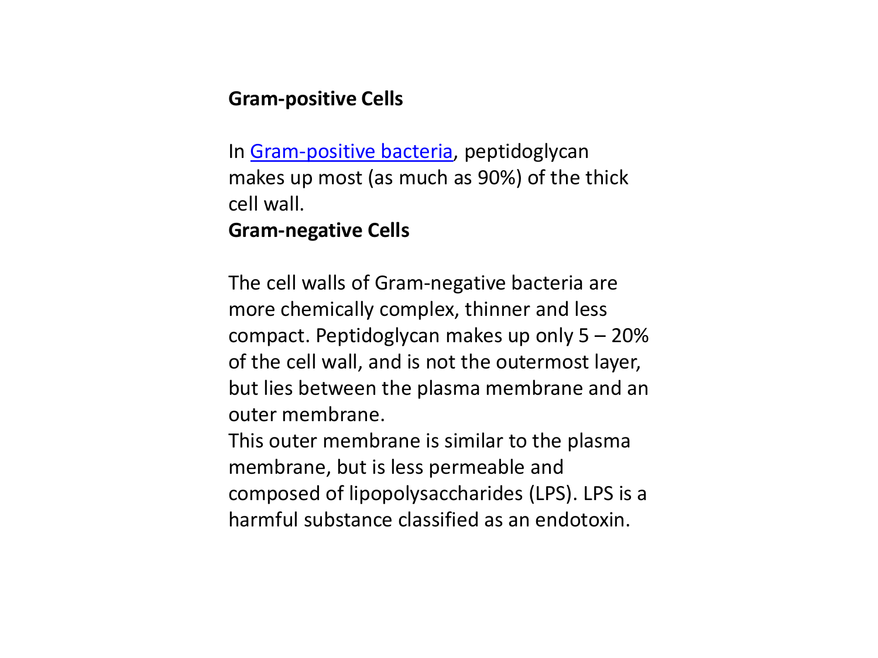**Gram-positive Cells**

In [Gram-positive bacteria](), peptidoglycan makes up most (as much as 90%) of the thick cell wall.

**Gram-negative Cells**

The cell walls of Gram-negative bacteria are more chemically complex, thinner and less compact. Peptidoglycan makes up only 5 – 20% of the cell wall, and is not the outermost layer, but lies between the plasma membrane and an outer membrane.

This outer membrane is similar to the plasma membrane, but is less permeable and composed of lipopolysaccharides (LPS). LPS is a harmful substance classified as an endotoxin.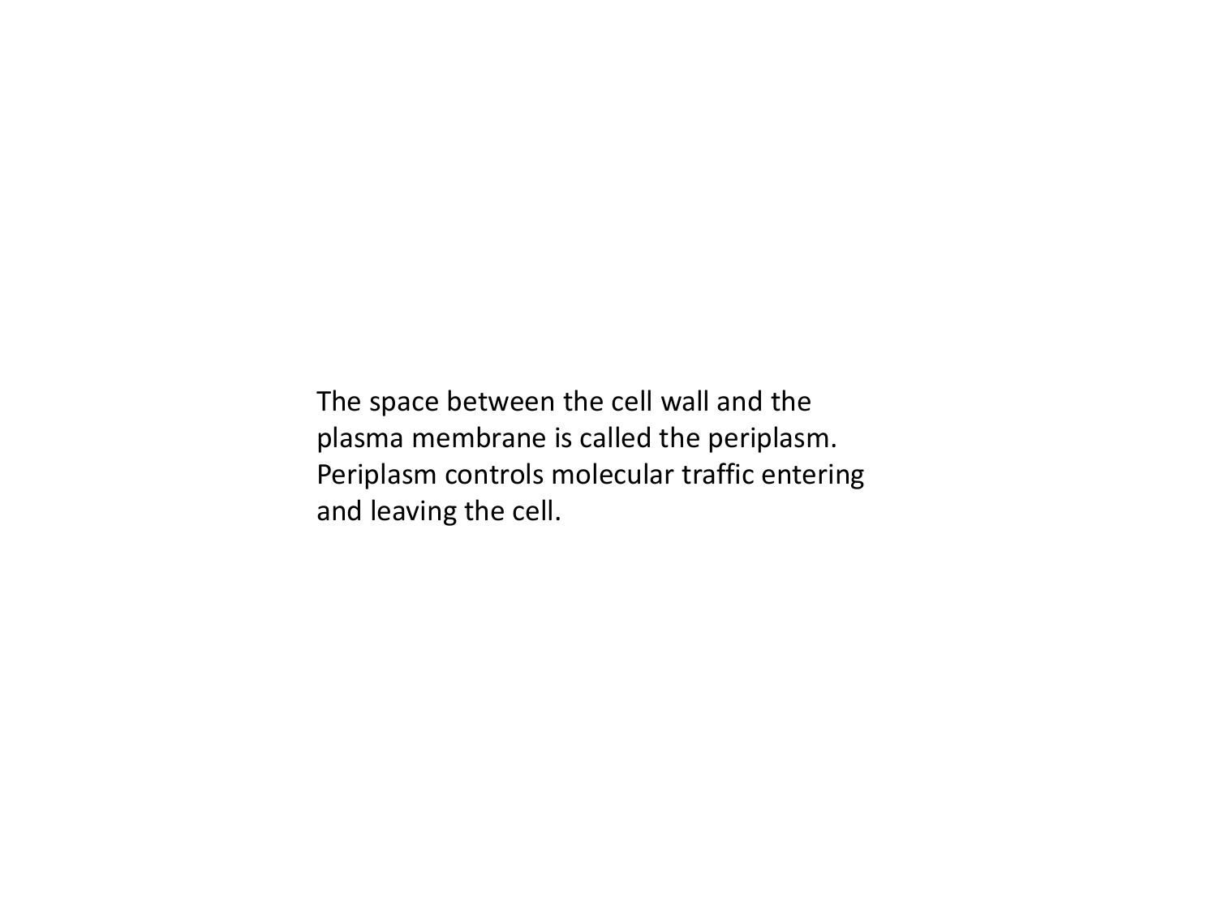The space between the cell wall and the plasma membrane is called the periplasm. Periplasm controls molecular traffic entering and leaving the cell.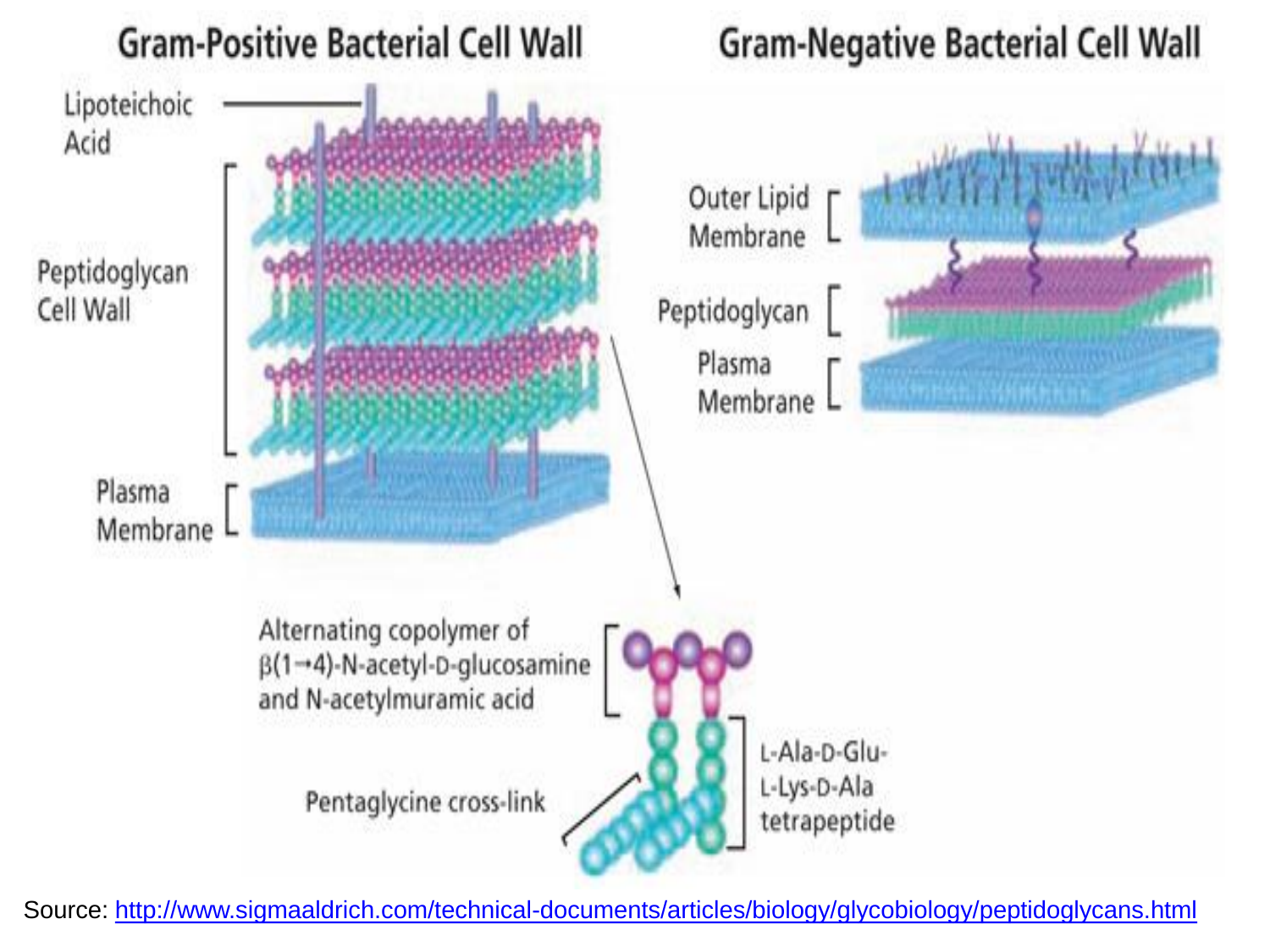## Gram-Positive Bacterial Cell Wall

Lipoteichoic Acid

Peptidoglycan Cell Wall

Plasma Membrane

## Gram-Negative Bacterial Cell Wall

Outer Lipid Membrane

Peptidoglycan

Plasma Membrane

Alternating copolymer of β(1→4)-N-acetyl-D-glucosamine and N-acetylmuramic acid

Pentaglycine cross-link

L-Ala-D-Glu-L-Lys-D-Ala tetrapeptide

Source: [http://www.sigmaaldrich.com/technical-documents/articles/biology/glycobiology/peptidoglycans.html](http://www.sigmaaldrich.com/technical-documents/articles/biology/glycobiology/peptidoglycans.html)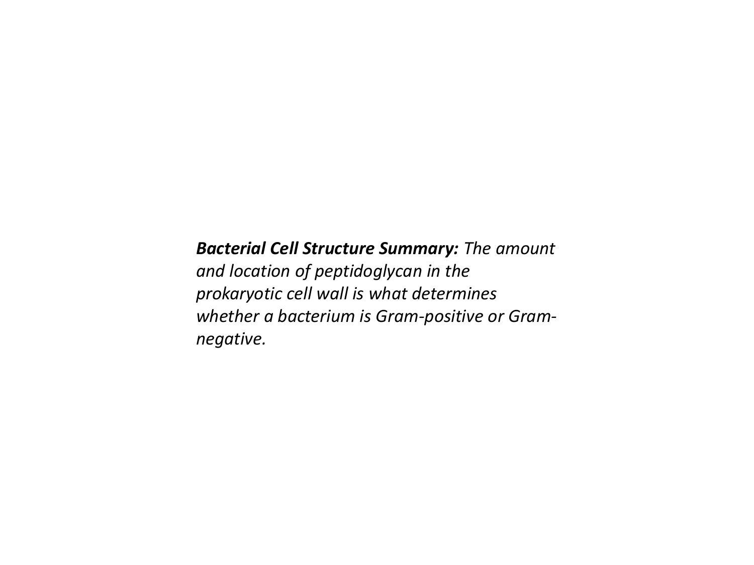***Bacterial Cell Structure Summary:*** *The amount and location of peptidoglycan in the prokaryotic cell wall is what determines whether a bacterium is Gram-positive or Gram-negative.*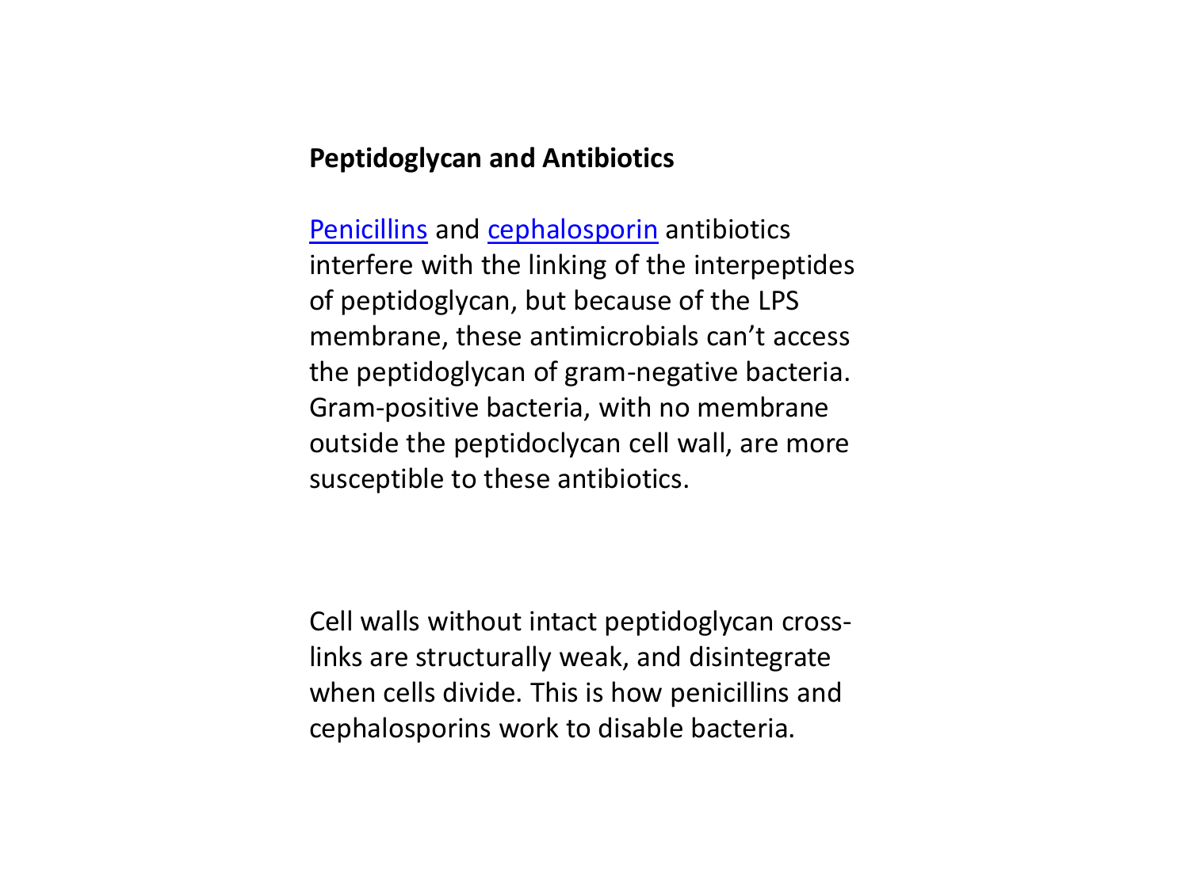**Peptidoglycan and Antibiotics**

Penicillins and cephalosporin antibiotics interfere with the linking of the interpeptides of peptidoglycan, but because of the LPS membrane, these antimicrobials can't access the peptidoglycan of gram-negative bacteria. Gram-positive bacteria, with no membrane outside the peptidoclycan cell wall, are more susceptible to these antibiotics.

Cell walls without intact peptidoglycan cross-links are structurally weak, and disintegrate when cells divide. This is how penicillins and cephalosporins work to disable bacteria.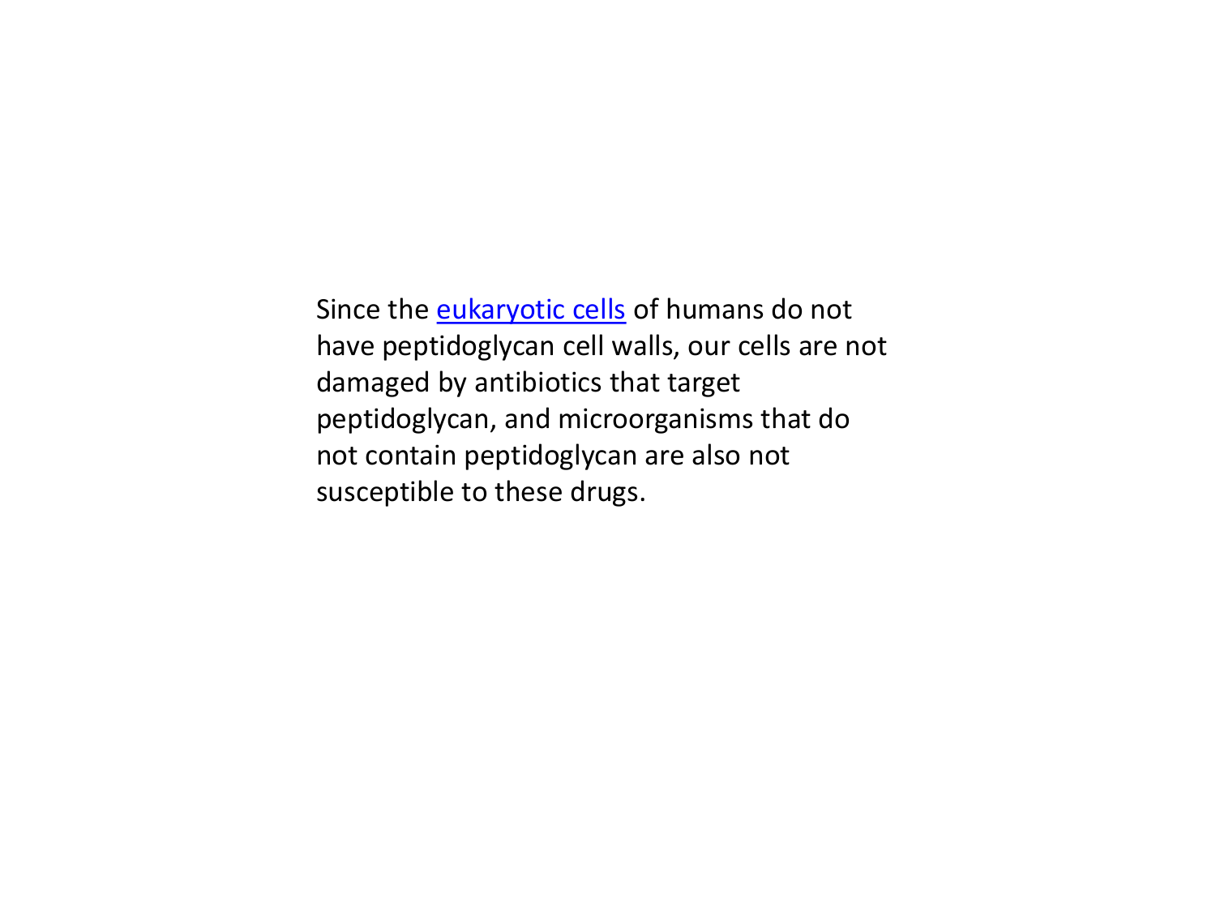Since the eukaryotic cells of humans do not have peptidoglycan cell walls, our cells are not damaged by antibiotics that target peptidoglycan, and microorganisms that do not contain peptidoglycan are also not susceptible to these drugs.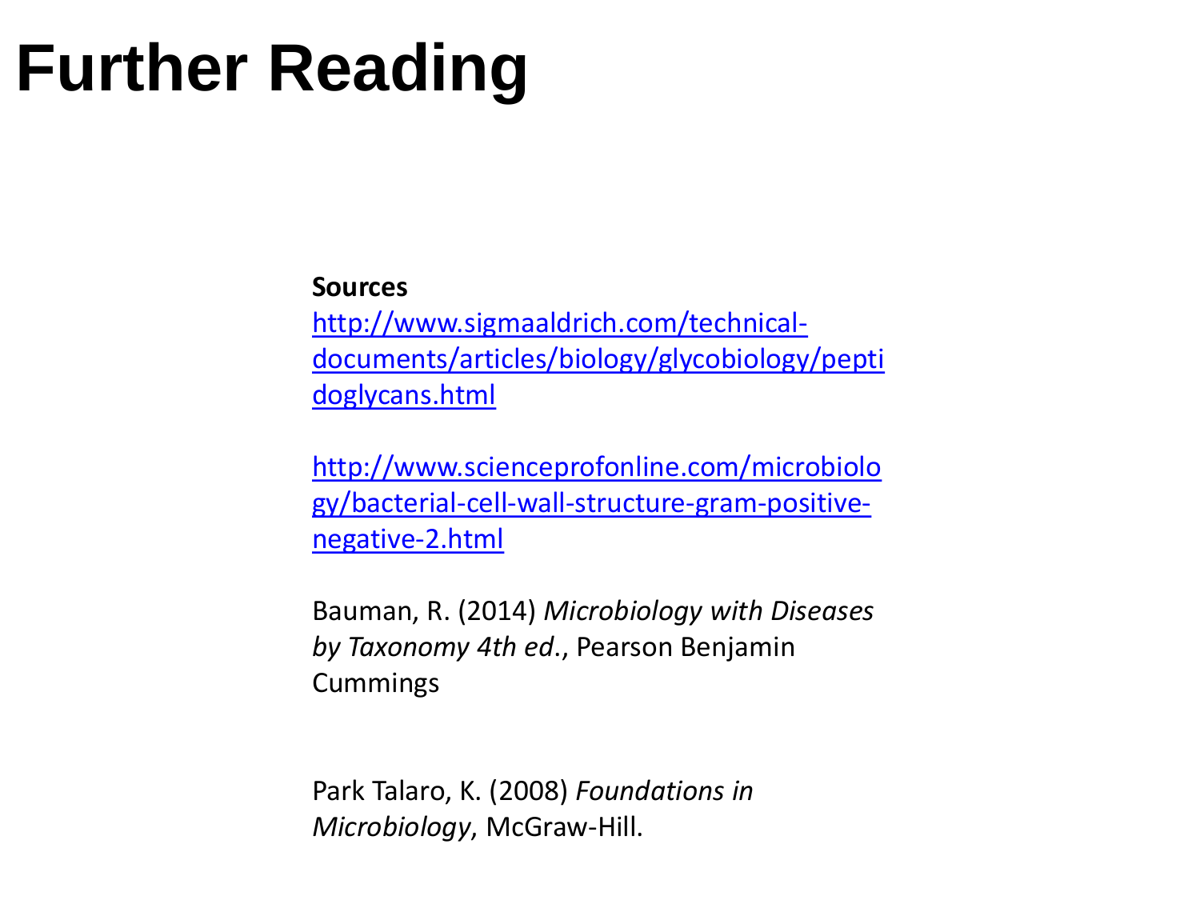# Further Reading

**Sources**

http://www.sigmaaldrich.com/technical-documents/articles/biology/glycobiology/peptidoglycans.html

http://www.scienceprofonline.com/microbiology/bacterial-cell-wall-structure-gram-positive-negative-2.html

Bauman, R. (2014) *Microbiology with Diseases by Taxonomy 4th ed*., Pearson Benjamin Cummings

Park Talaro, K. (2008) *Foundations in Microbiology*, McGraw-Hill.